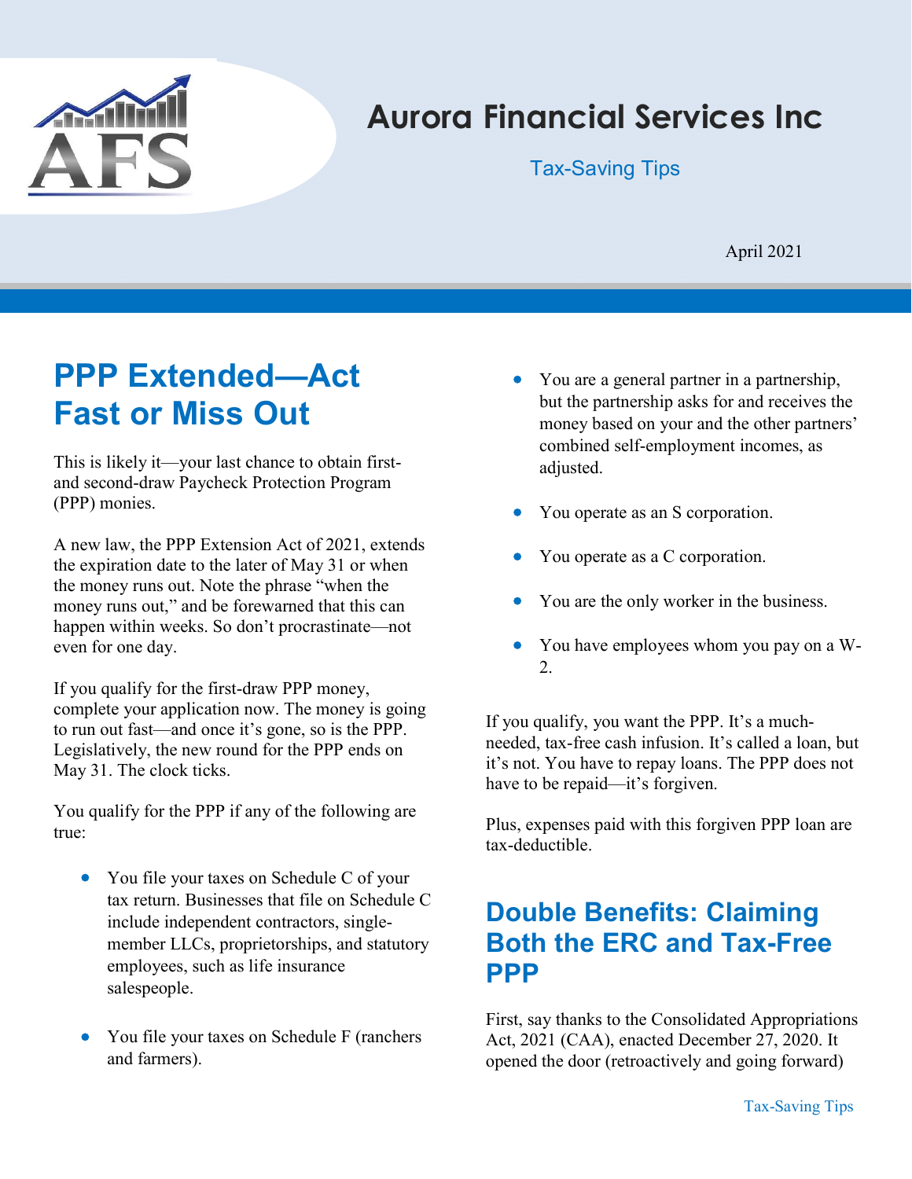# Aurora Financial Services Inc

Tax-Saving Tips

April 2021

## PPP Extended—Act Fast or Miss Out

This is likely it—your last chance to obtain first- and second-draw Paycheck Protection Program (PPP) monies.

A new law, the PPP Extension Act of 2021, extends the expiration date to the later of May 31 or when the money runs out. Note the phrase "when the money runs out," and be forewarned that this can happen within weeks. So don't procrastinate—not even for one day.

If you qualify for the first-draw PPP money, complete your application now. The money is going to run out fast—and once it's gone, so is the PPP. Legislatively, the new round for the PPP ends on May 31. The clock ticks.

You qualify for the PPP if any of the following are true:

- You file your taxes on Schedule C of your tax return. Businesses that file on Schedule C include independent contractors, single-member LLCs, proprietorships, and statutory employees, such as life insurance salespeople.
- You file your taxes on Schedule F (ranchers and farmers).
- You are a general partner in a partnership, but the partnership asks for and receives the money based on your and the other partners' combined self-employment incomes, as adjusted.
- You operate as an S corporation.
- You operate as a C corporation.
- You are the only worker in the business.
- You have employees whom you pay on a W-2.

If you qualify, you want the PPP. It's a much-needed, tax-free cash infusion. It's called a loan, but it's not. You have to repay loans. The PPP does not have to be repaid—it's forgiven.

Plus, expenses paid with this forgiven PPP loan are tax-deductible.

## Double Benefits: Claiming Both the ERC and Tax-Free PPP

First, say thanks to the Consolidated Appropriations Act, 2021 (CAA), enacted December 27, 2020. It opened the door (retroactively and going forward)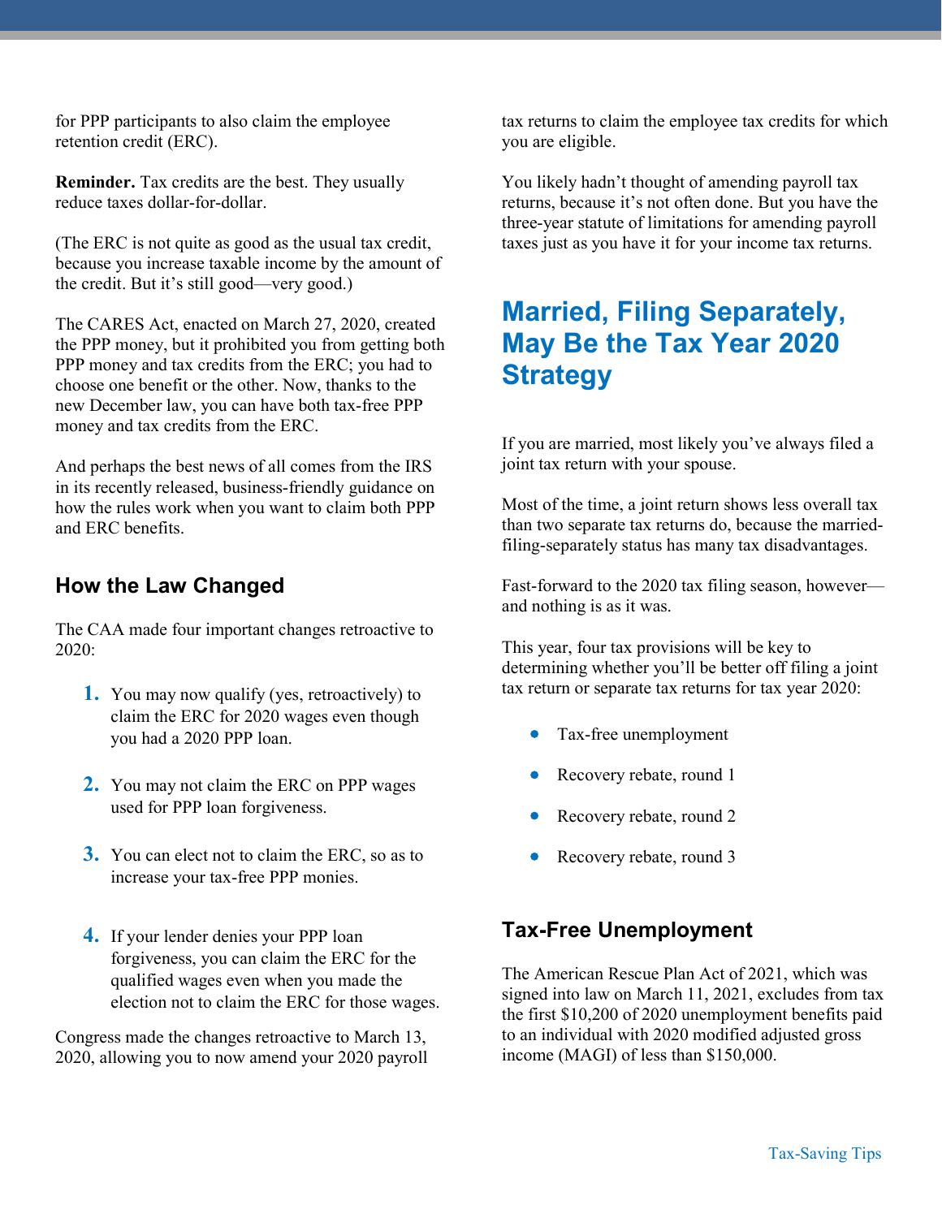for PPP participants to also claim the employee retention credit (ERC).

**Reminder.** Tax credits are the best. They usually reduce taxes dollar-for-dollar.

(The ERC is not quite as good as the usual tax credit, because you increase taxable income by the amount of the credit. But it's still good—very good.)

The CARES Act, enacted on March 27, 2020, created the PPP money, but it prohibited you from getting both PPP money and tax credits from the ERC; you had to choose one benefit or the other. Now, thanks to the new December law, you can have both tax-free PPP money and tax credits from the ERC.

And perhaps the best news of all comes from the IRS in its recently released, business-friendly guidance on how the rules work when you want to claim both PPP and ERC benefits.

### How the Law Changed

The CAA made four important changes retroactive to 2020:

1. You may now qualify (yes, retroactively) to claim the ERC for 2020 wages even though you had a 2020 PPP loan.
2. You may not claim the ERC on PPP wages used for PPP loan forgiveness.
3. You can elect not to claim the ERC, so as to increase your tax-free PPP monies.
4. If your lender denies your PPP loan forgiveness, you can claim the ERC for the qualified wages even when you made the election not to claim the ERC for those wages.

Congress made the changes retroactive to March 13, 2020, allowing you to now amend your 2020 payroll tax returns to claim the employee tax credits for which you are eligible.

You likely hadn't thought of amending payroll tax returns, because it's not often done. But you have the three-year statute of limitations for amending payroll taxes just as you have it for your income tax returns.

## Married, Filing Separately, May Be the Tax Year 2020 Strategy

If you are married, most likely you've always filed a joint tax return with your spouse.

Most of the time, a joint return shows less overall tax than two separate tax returns do, because the married-filing-separately status has many tax disadvantages.

Fast-forward to the 2020 tax filing season, however—and nothing is as it was.

This year, four tax provisions will be key to determining whether you'll be better off filing a joint tax return or separate tax returns for tax year 2020:

- Tax-free unemployment
- Recovery rebate, round 1
- Recovery rebate, round 2
- Recovery rebate, round 3

### Tax-Free Unemployment

The American Rescue Plan Act of 2021, which was signed into law on March 11, 2021, excludes from tax the first $10,200 of 2020 unemployment benefits paid to an individual with 2020 modified adjusted gross income (MAGI) of less than $150,000.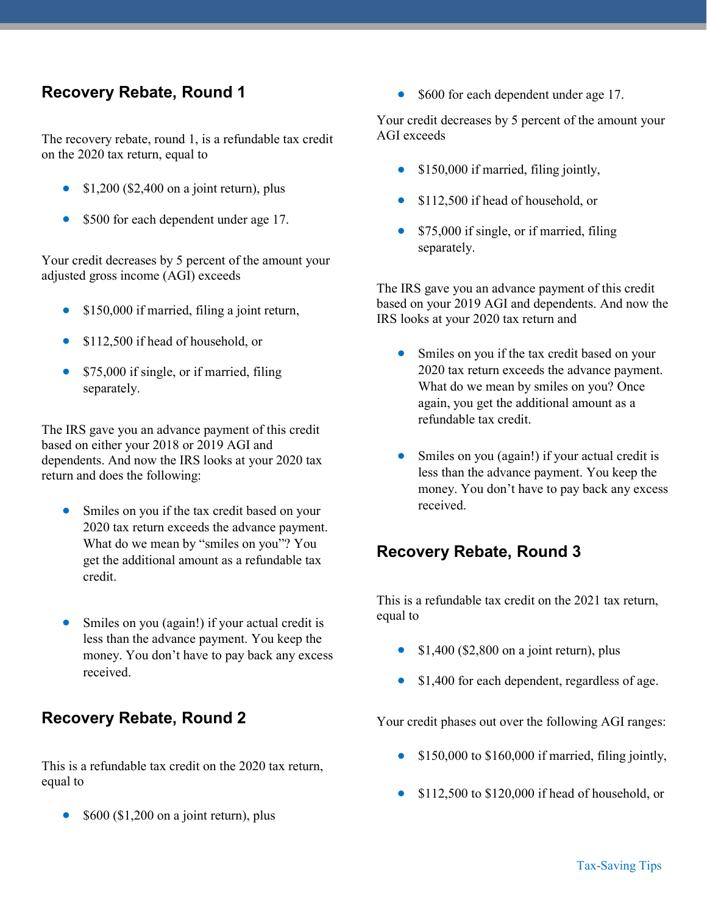## Recovery Rebate, Round 1

The recovery rebate, round 1, is a refundable tax credit on the 2020 tax return, equal to

- $1,200 ($2,400 on a joint return), plus
- $500 for each dependent under age 17.

Your credit decreases by 5 percent of the amount your adjusted gross income (AGI) exceeds

- $150,000 if married, filing a joint return,
- $112,500 if head of household, or
- $75,000 if single, or if married, filing separately.

The IRS gave you an advance payment of this credit based on either your 2018 or 2019 AGI and dependents. And now the IRS looks at your 2020 tax return and does the following:

- Smiles on you if the tax credit based on your 2020 tax return exceeds the advance payment. What do we mean by "smiles on you"? You get the additional amount as a refundable tax credit.
- Smiles on you (again!) if your actual credit is less than the advance payment. You keep the money. You don't have to pay back any excess received.

## Recovery Rebate, Round 2

This is a refundable tax credit on the 2020 tax return, equal to

- $600 ($1,200 on a joint return), plus
- $600 for each dependent under age 17.

Your credit decreases by 5 percent of the amount your AGI exceeds

- $150,000 if married, filing jointly,
- $112,500 if head of household, or
- $75,000 if single, or if married, filing separately.

The IRS gave you an advance payment of this credit based on your 2019 AGI and dependents. And now the IRS looks at your 2020 tax return and

- Smiles on you if the tax credit based on your 2020 tax return exceeds the advance payment. What do we mean by smiles on you? Once again, you get the additional amount as a refundable tax credit.
- Smiles on you (again!) if your actual credit is less than the advance payment. You keep the money. You don't have to pay back any excess received.

## Recovery Rebate, Round 3

This is a refundable tax credit on the 2021 tax return, equal to

- $1,400 ($2,800 on a joint return), plus
- $1,400 for each dependent, regardless of age.

Your credit phases out over the following AGI ranges:

- $150,000 to $160,000 if married, filing jointly,
- $112,500 to $120,000 if head of household, or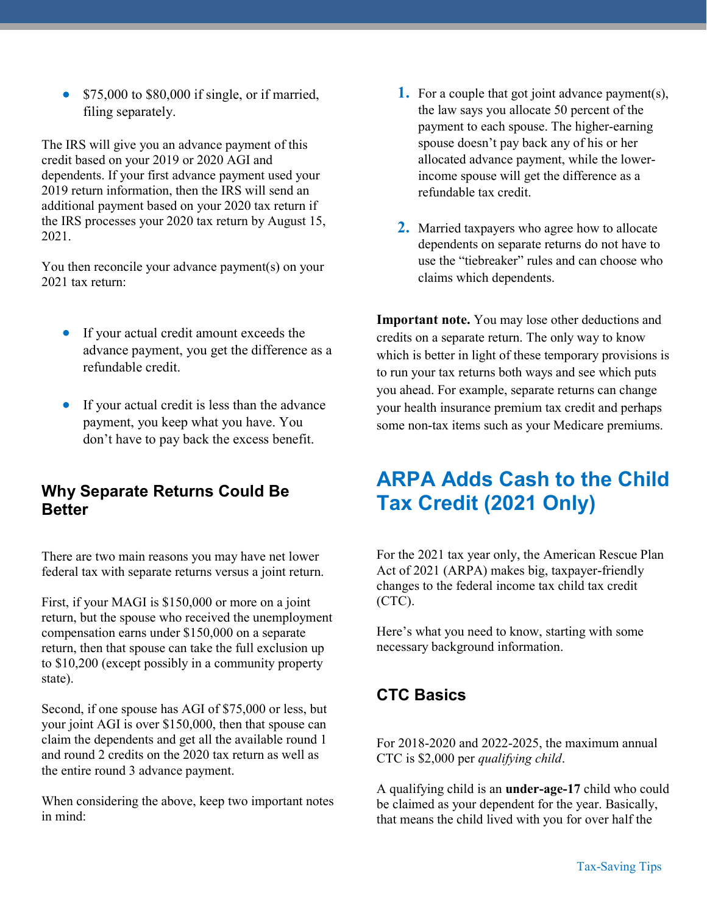- $75,000 to $80,000 if single, or if married, filing separately.

The IRS will give you an advance payment of this credit based on your 2019 or 2020 AGI and dependents. If your first advance payment used your 2019 return information, then the IRS will send an additional payment based on your 2020 tax return if the IRS processes your 2020 tax return by August 15, 2021.

You then reconcile your advance payment(s) on your 2021 tax return:

- If your actual credit amount exceeds the advance payment, you get the difference as a refundable credit.
- If your actual credit is less than the advance payment, you keep what you have. You don't have to pay back the excess benefit.

### Why Separate Returns Could Be Better

There are two main reasons you may have net lower federal tax with separate returns versus a joint return.

First, if your MAGI is $150,000 or more on a joint return, but the spouse who received the unemployment compensation earns under $150,000 on a separate return, then that spouse can take the full exclusion up to $10,200 (except possibly in a community property state).

Second, if one spouse has AGI of $75,000 or less, but your joint AGI is over $150,000, then that spouse can claim the dependents and get all the available round 1 and round 2 credits on the 2020 tax return as well as the entire round 3 advance payment.

When considering the above, keep two important notes in mind:

1. For a couple that got joint advance payment(s), the law says you allocate 50 percent of the payment to each spouse. The higher-earning spouse doesn't pay back any of his or her allocated advance payment, while the lower-income spouse will get the difference as a refundable tax credit.
2. Married taxpayers who agree how to allocate dependents on separate returns do not have to use the "tiebreaker" rules and can choose who claims which dependents.

**Important note.** You may lose other deductions and credits on a separate return. The only way to know which is better in light of these temporary provisions is to run your tax returns both ways and see which puts you ahead. For example, separate returns can change your health insurance premium tax credit and perhaps some non-tax items such as your Medicare premiums.

## ARPA Adds Cash to the Child Tax Credit (2021 Only)

For the 2021 tax year only, the American Rescue Plan Act of 2021 (ARPA) makes big, taxpayer-friendly changes to the federal income tax child tax credit (CTC).

Here's what you need to know, starting with some necessary background information.

### CTC Basics

For 2018-2020 and 2022-2025, the maximum annual CTC is $2,000 per *qualifying child*.

A qualifying child is an **under-age-17** child who could be claimed as your dependent for the year. Basically, that means the child lived with you for over half the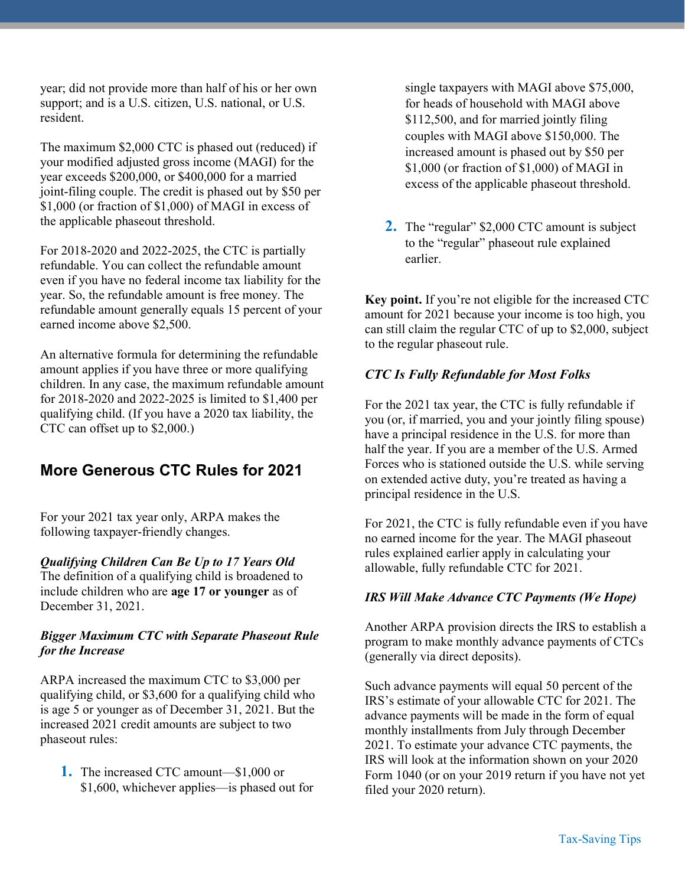year; did not provide more than half of his or her own support; and is a U.S. citizen, U.S. national, or U.S. resident.

The maximum $2,000 CTC is phased out (reduced) if your modified adjusted gross income (MAGI) for the year exceeds $200,000, or $400,000 for a married joint-filing couple. The credit is phased out by $50 per $1,000 (or fraction of $1,000) of MAGI in excess of the applicable phaseout threshold.

For 2018-2020 and 2022-2025, the CTC is partially refundable. You can collect the refundable amount even if you have no federal income tax liability for the year. So, the refundable amount is free money. The refundable amount generally equals 15 percent of your earned income above $2,500.

An alternative formula for determining the refundable amount applies if you have three or more qualifying children. In any case, the maximum refundable amount for 2018-2020 and 2022-2025 is limited to $1,400 per qualifying child. (If you have a 2020 tax liability, the CTC can offset up to $2,000.)

## More Generous CTC Rules for 2021

For your 2021 tax year only, ARPA makes the following taxpayer-friendly changes.

***Qualifying Children Can Be Up to 17 Years Old***

The definition of a qualifying child is broadened to include children who are **age 17 or younger** as of December 31, 2021.

***Bigger Maximum CTC with Separate Phaseout Rule for the Increase***

ARPA increased the maximum CTC to $3,000 per qualifying child, or $3,600 for a qualifying child who is age 5 or younger as of December 31, 2021. But the increased 2021 credit amounts are subject to two phaseout rules:

1. The increased CTC amount—$1,000 or $1,600, whichever applies—is phased out for single taxpayers with MAGI above $75,000, for heads of household with MAGI above $112,500, and for married jointly filing couples with MAGI above $150,000. The increased amount is phased out by $50 per $1,000 (or fraction of $1,000) of MAGI in excess of the applicable phaseout threshold.

2. The "regular" $2,000 CTC amount is subject to the "regular" phaseout rule explained earlier.

**Key point.** If you're not eligible for the increased CTC amount for 2021 because your income is too high, you can still claim the regular CTC of up to $2,000, subject to the regular phaseout rule.

***CTC Is Fully Refundable for Most Folks***

For the 2021 tax year, the CTC is fully refundable if you (or, if married, you and your jointly filing spouse) have a principal residence in the U.S. for more than half the year. If you are a member of the U.S. Armed Forces who is stationed outside the U.S. while serving on extended active duty, you're treated as having a principal residence in the U.S.

For 2021, the CTC is fully refundable even if you have no earned income for the year. The MAGI phaseout rules explained earlier apply in calculating your allowable, fully refundable CTC for 2021.

***IRS Will Make Advance CTC Payments (We Hope)***

Another ARPA provision directs the IRS to establish a program to make monthly advance payments of CTCs (generally via direct deposits).

Such advance payments will equal 50 percent of the IRS's estimate of your allowable CTC for 2021. The advance payments will be made in the form of equal monthly installments from July through December 2021. To estimate your advance CTC payments, the IRS will look at the information shown on your 2020 Form 1040 (or on your 2019 return if you have not yet filed your 2020 return).